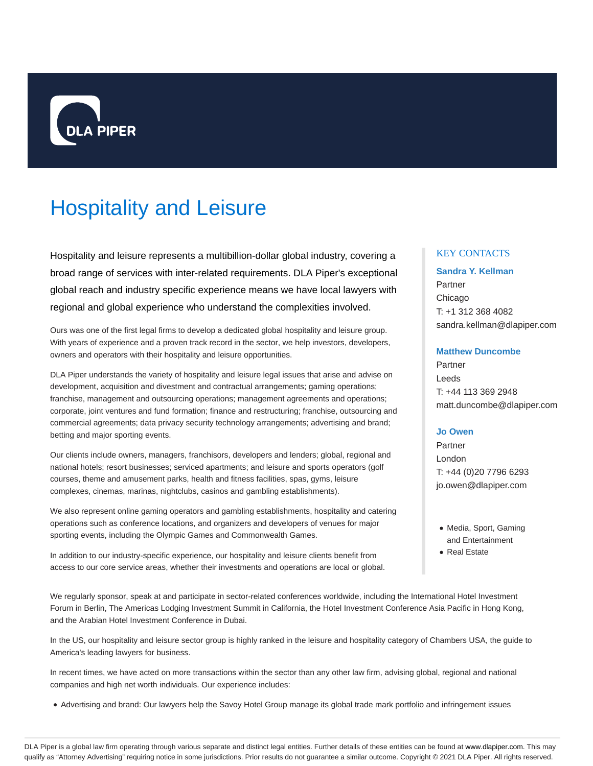DLA PIPER

# Hospitality and Leisure

Hospitality and leisure represents a multibillion-dollar global industry, covering a broad range of services with inter-related requirements. DLA Piper's exceptional global reach and industry specific experience means we have local lawyers with regional and global experience who understand the complexities involved.

Ours was one of the first legal firms to develop a dedicated global hospitality and leisure group. With years of experience and a proven track record in the sector, we help investors, developers, owners and operators with their hospitality and leisure opportunities.

DLA Piper understands the variety of hospitality and leisure legal issues that arise and advise on development, acquisition and divestment and contractual arrangements; gaming operations; franchise, management and outsourcing operations; management agreements and operations; corporate, joint ventures and fund formation; finance and restructuring; franchise, outsourcing and commercial agreements; data privacy security technology arrangements; advertising and brand; betting and major sporting events.

Our clients include owners, managers, franchisors, developers and lenders; global, regional and national hotels; resort businesses; serviced apartments; and leisure and sports operators (golf courses, theme and amusement parks, health and fitness facilities, spas, gyms, leisure complexes, cinemas, marinas, nightclubs, casinos and gambling establishments).

We also represent online gaming operators and gambling establishments, hospitality and catering operations such as conference locations, and organizers and developers of venues for major sporting events, including the Olympic Games and Commonwealth Games.

In addition to our industry-specific experience, our hospitality and leisure clients benefit from access to our core service areas, whether their investments and operations are local or global.

## KEY CONTACTS

**Sandra Y. Kellman**
Partner
Chicago
T: +1 312 368 4082
sandra.kellman@dlapiper.com

**Matthew Duncombe**
Partner
Leeds
T: +44 113 369 2948
matt.duncombe@dlapiper.com

**Jo Owen**
Partner
London
T: +44 (0)20 7796 6293
jo.owen@dlapiper.com

- Media, Sport, Gaming and Entertainment
- Real Estate

We regularly sponsor, speak at and participate in sector-related conferences worldwide, including the International Hotel Investment Forum in Berlin, The Americas Lodging Investment Summit in California, the Hotel Investment Conference Asia Pacific in Hong Kong, and the Arabian Hotel Investment Conference in Dubai.

In the US, our hospitality and leisure sector group is highly ranked in the leisure and hospitality category of Chambers USA, the guide to America's leading lawyers for business.

In recent times, we have acted on more transactions within the sector than any other law firm, advising global, regional and national companies and high net worth individuals. Our experience includes:

- Advertising and brand: Our lawyers help the Savoy Hotel Group manage its global trade mark portfolio and infringement issues

DLA Piper is a global law firm operating through various separate and distinct legal entities. Further details of these entities can be found at www.dlapiper.com. This may qualify as "Attorney Advertising" requiring notice in some jurisdictions. Prior results do not guarantee a similar outcome. Copyright © 2021 DLA Piper. All rights reserved.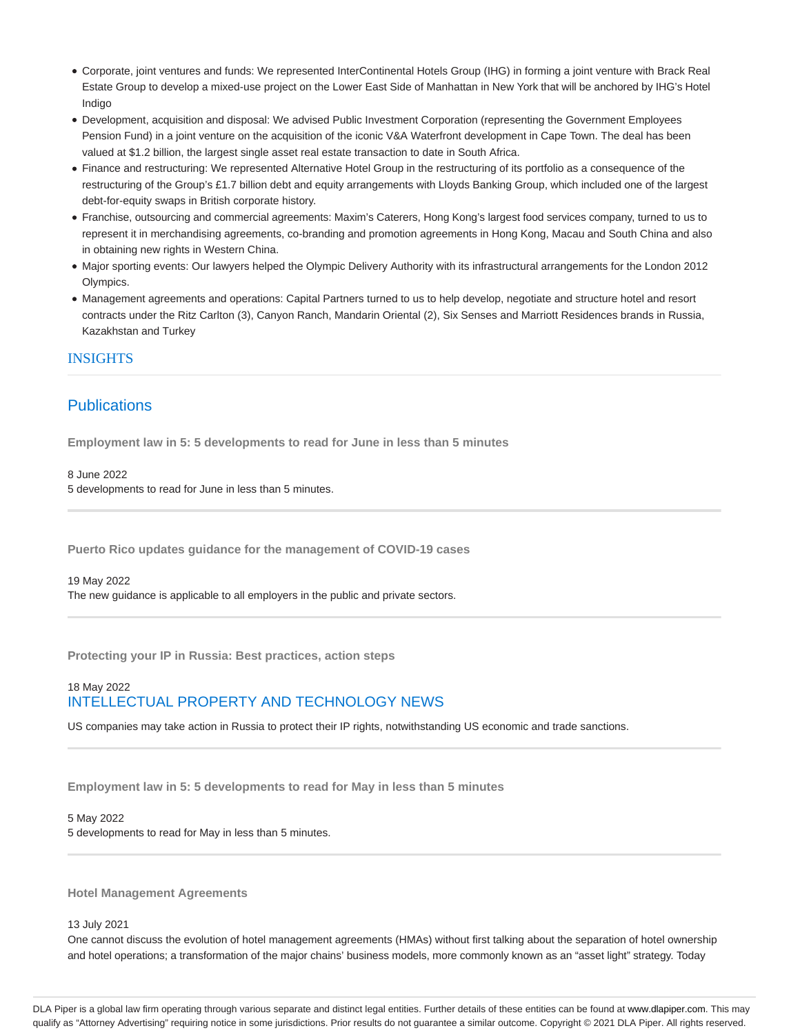- Corporate, joint ventures and funds: We represented InterContinental Hotels Group (IHG) in forming a joint venture with Brack Real Estate Group to develop a mixed-use project on the Lower East Side of Manhattan in New York that will be anchored by IHG's Hotel Indigo
- Development, acquisition and disposal: We advised Public Investment Corporation (representing the Government Employees Pension Fund) in a joint venture on the acquisition of the iconic V&A Waterfront development in Cape Town. The deal has been valued at $1.2 billion, the largest single asset real estate transaction to date in South Africa.
- Finance and restructuring: We represented Alternative Hotel Group in the restructuring of its portfolio as a consequence of the restructuring of the Group's £1.7 billion debt and equity arrangements with Lloyds Banking Group, which included one of the largest debt-for-equity swaps in British corporate history.
- Franchise, outsourcing and commercial agreements: Maxim's Caterers, Hong Kong's largest food services company, turned to us to represent it in merchandising agreements, co-branding and promotion agreements in Hong Kong, Macau and South China and also in obtaining new rights in Western China.
- Major sporting events: Our lawyers helped the Olympic Delivery Authority with its infrastructural arrangements for the London 2012 Olympics.
- Management agreements and operations: Capital Partners turned to us to help develop, negotiate and structure hotel and resort contracts under the Ritz Carlton (3), Canyon Ranch, Mandarin Oriental (2), Six Senses and Marriott Residences brands in Russia, Kazakhstan and Turkey

## INSIGHTS

## Publications

**Employment law in 5: 5 developments to read for June in less than 5 minutes**

8 June 2022
5 developments to read for June in less than 5 minutes.

---

**Puerto Rico updates guidance for the management of COVID-19 cases**

19 May 2022
The new guidance is applicable to all employers in the public and private sectors.

---

**Protecting your IP in Russia: Best practices, action steps**

18 May 2022
INTELLECTUAL PROPERTY AND TECHNOLOGY NEWS

US companies may take action in Russia to protect their IP rights, notwithstanding US economic and trade sanctions.

---

**Employment law in 5: 5 developments to read for May in less than 5 minutes**

5 May 2022
5 developments to read for May in less than 5 minutes.

---

**Hotel Management Agreements**

13 July 2021
One cannot discuss the evolution of hotel management agreements (HMAs) without first talking about the separation of hotel ownership and hotel operations; a transformation of the major chains' business models, more commonly known as an "asset light" strategy. Today

DLA Piper is a global law firm operating through various separate and distinct legal entities. Further details of these entities can be found at www.dlapiper.com. This may qualify as "Attorney Advertising" requiring notice in some jurisdictions. Prior results do not guarantee a similar outcome. Copyright © 2021 DLA Piper. All rights reserved.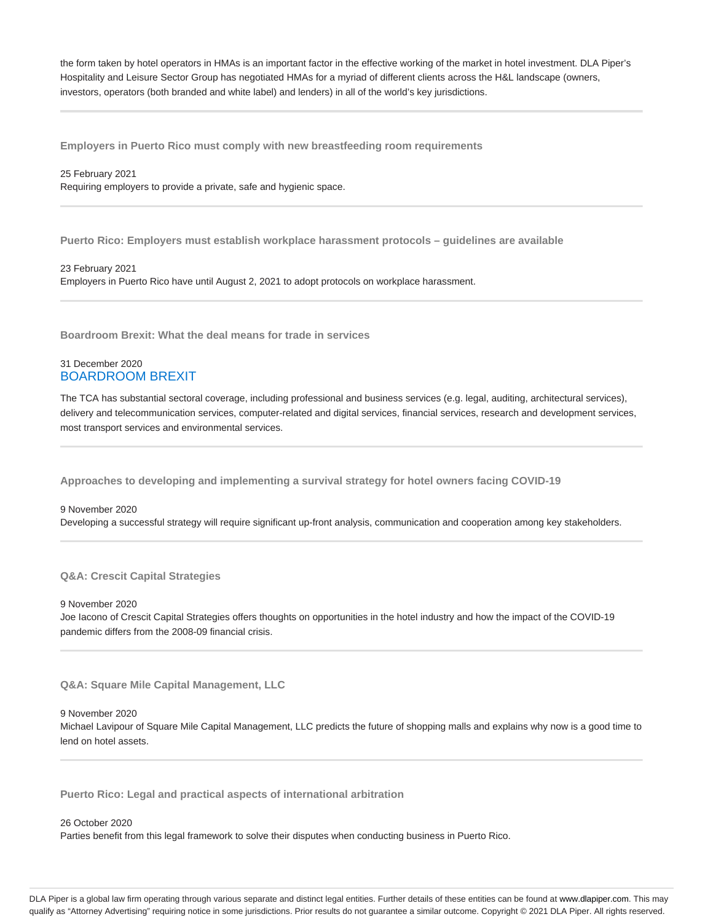the form taken by hotel operators in HMAs is an important factor in the effective working of the market in hotel investment. DLA Piper's Hospitality and Leisure Sector Group has negotiated HMAs for a myriad of different clients across the H&L landscape (owners, investors, operators (both branded and white label) and lenders) in all of the world's key jurisdictions.

---

### Employers in Puerto Rico must comply with new breastfeeding room requirements

25 February 2021
Requiring employers to provide a private, safe and hygienic space.

---

### Puerto Rico: Employers must establish workplace harassment protocols – guidelines are available

23 February 2021
Employers in Puerto Rico have until August 2, 2021 to adopt protocols on workplace harassment.

---

### Boardroom Brexit: What the deal means for trade in services

31 December 2020
BOARDROOM BREXIT

The TCA has substantial sectoral coverage, including professional and business services (e.g. legal, auditing, architectural services), delivery and telecommunication services, computer-related and digital services, financial services, research and development services, most transport services and environmental services.

---

### Approaches to developing and implementing a survival strategy for hotel owners facing COVID-19

9 November 2020
Developing a successful strategy will require significant up-front analysis, communication and cooperation among key stakeholders.

---

### Q&A: Crescit Capital Strategies

9 November 2020
Joe Iacono of Crescit Capital Strategies offers thoughts on opportunities in the hotel industry and how the impact of the COVID-19 pandemic differs from the 2008-09 financial crisis.

---

### Q&A: Square Mile Capital Management, LLC

9 November 2020
Michael Lavipour of Square Mile Capital Management, LLC predicts the future of shopping malls and explains why now is a good time to lend on hotel assets.

---

### Puerto Rico: Legal and practical aspects of international arbitration

26 October 2020
Parties benefit from this legal framework to solve their disputes when conducting business in Puerto Rico.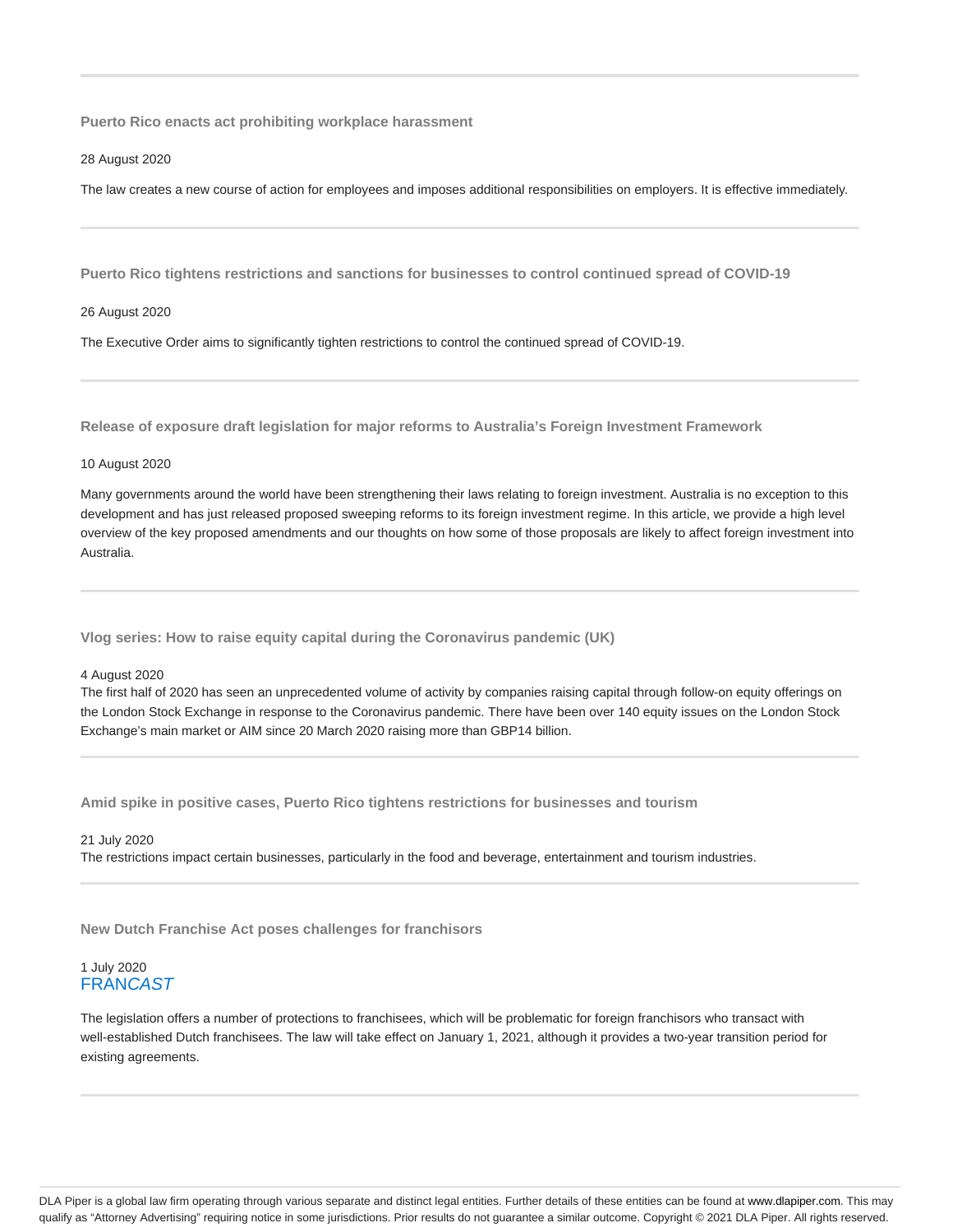### Puerto Rico enacts act prohibiting workplace harassment

28 August 2020

The law creates a new course of action for employees and imposes additional responsibilities on employers. It is effective immediately.

---

### Puerto Rico tightens restrictions and sanctions for businesses to control continued spread of COVID-19

26 August 2020

The Executive Order aims to significantly tighten restrictions to control the continued spread of COVID-19.

---

### Release of exposure draft legislation for major reforms to Australia's Foreign Investment Framework

10 August 2020

Many governments around the world have been strengthening their laws relating to foreign investment. Australia is no exception to this development and has just released proposed sweeping reforms to its foreign investment regime. In this article, we provide a high level overview of the key proposed amendments and our thoughts on how some of those proposals are likely to affect foreign investment into Australia.

---

### Vlog series: How to raise equity capital during the Coronavirus pandemic (UK)

4 August 2020

The first half of 2020 has seen an unprecedented volume of activity by companies raising capital through follow-on equity offerings on the London Stock Exchange in response to the Coronavirus pandemic. There have been over 140 equity issues on the London Stock Exchange's main market or AIM since 20 March 2020 raising more than GBP14 billion.

---

### Amid spike in positive cases, Puerto Rico tightens restrictions for businesses and tourism

21 July 2020

The restrictions impact certain businesses, particularly in the food and beverage, entertainment and tourism industries.

---

### New Dutch Franchise Act poses challenges for franchisors

1 July 2020

FRAN*CAST*

The legislation offers a number of protections to franchisees, which will be problematic for foreign franchisors who transact with well-established Dutch franchisees. The law will take effect on January 1, 2021, although it provides a two-year transition period for existing agreements.

---

DLA Piper is a global law firm operating through various separate and distinct legal entities. Further details of these entities can be found at www.dlapiper.com. This may qualify as "Attorney Advertising" requiring notice in some jurisdictions. Prior results do not guarantee a similar outcome. Copyright © 2021 DLA Piper. All rights reserved.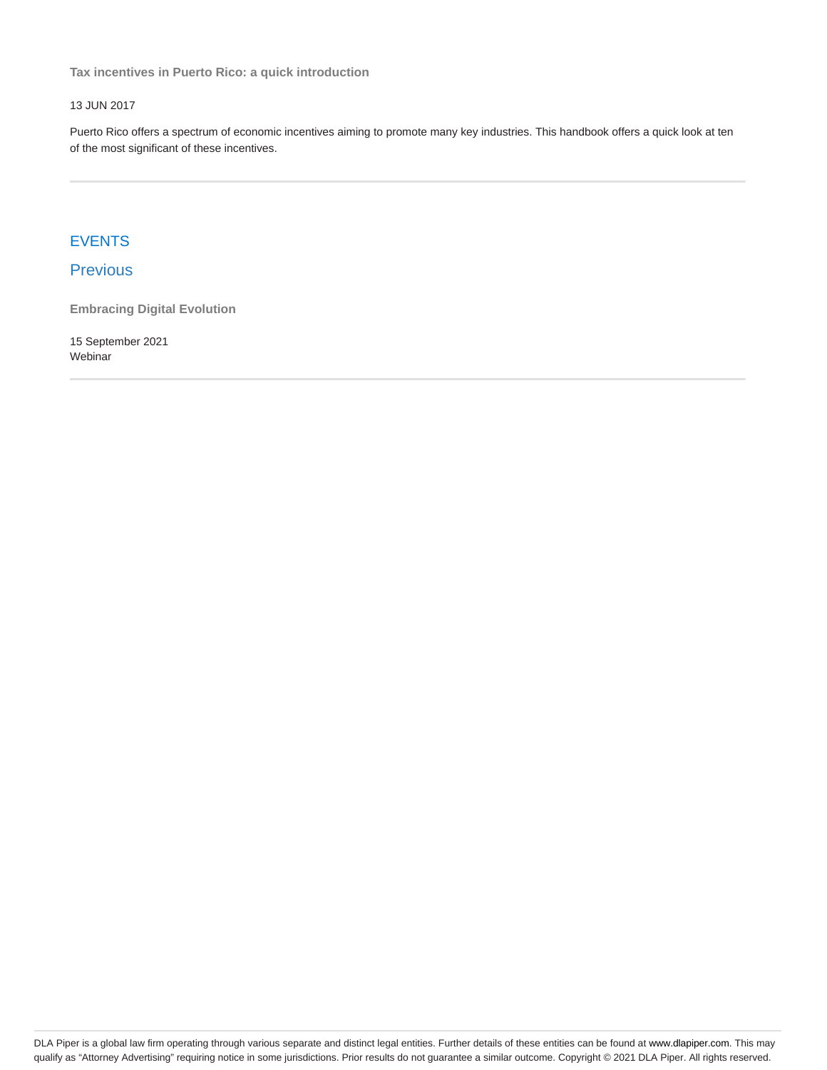**Tax incentives in Puerto Rico: a quick introduction**

13 JUN 2017

Puerto Rico offers a spectrum of economic incentives aiming to promote many key industries. This handbook offers a quick look at ten of the most significant of these incentives.

## EVENTS

### Previous

**Embracing Digital Evolution**

15 September 2021
Webinar

DLA Piper is a global law firm operating through various separate and distinct legal entities. Further details of these entities can be found at www.dlapiper.com. This may qualify as "Attorney Advertising" requiring notice in some jurisdictions. Prior results do not guarantee a similar outcome. Copyright © 2021 DLA Piper. All rights reserved.